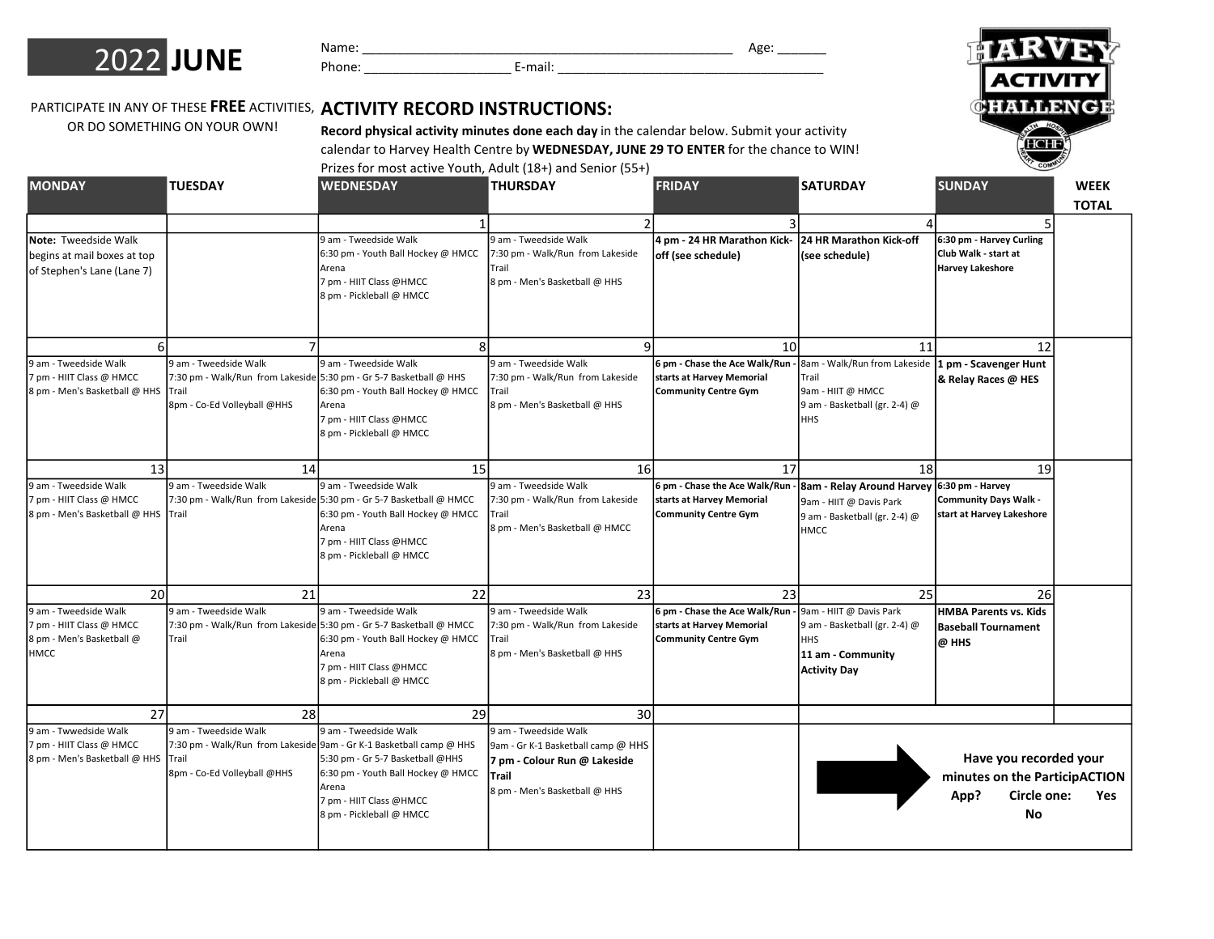# 2022 JUNE

Name: ________________________________________________ Age: _______

Phone: ____________________ E-mail: ____________________________________

HARVEY ACTIVITY CHALLENGE

PARTICIPATE IN ANY OF THESE **FREE** ACTIVITIES, OR DO SOMETHING ON YOUR OWN!

## ACTIVITY RECORD INSTRUCTIONS:

**Record physical activity minutes done each day** in the calendar below. Submit your activity calendar to Harvey Health Centre by **WEDNESDAY, JUNE 29 TO ENTER** for the chance to WIN! Prizes for most active Youth, Adult (18+) and Senior (55+)

| MONDAY | TUESDAY | WEDNESDAY | THURSDAY | FRIDAY | SATURDAY | SUNDAY | WEEK TOTAL |
|---|---|---|---|---|---|---|---|
| | | 1 | 2 | 3 | 4 | 5 | |
| **Note:** Tweedside Walk begins at mail boxes at top of Stephen's Lane (Lane 7) | | 9 am - Tweedside Walk<br>6:30 pm - Youth Ball Hockey @ HMCC Arena<br>7 pm - HIIT Class @HMCC<br>8 pm - Pickleball @ HMCC | 9 am - Tweedside Walk<br>7:30 pm - Walk/Run from Lakeside Trail<br>8 pm - Men's Basketball @ HHS | **4 pm - 24 HR Marathon Kick-off (see schedule)** | **24 HR Marathon Kick-off (see schedule)** | **6:30 pm - Harvey Curling Club Walk - start at Harvey Lakeshore** | |
| 6 | 7 | 8 | 9 | 10 | 11 | 12 | |
| 9 am - Tweedside Walk<br>7 pm - HIIT Class @ HMCC<br>8 pm - Men's Basketball @ HHS | 9 am - Tweedside Walk<br>7:30 pm - Walk/Run from Lakeside Trail<br>8pm - Co-Ed Volleyball @HHS | 9 am - Tweedside Walk<br>5:30 pm - Gr 5-7 Basketball @ HHS<br>6:30 pm - Youth Ball Hockey @ HMCC Arena<br>7 pm - HIIT Class @HMCC<br>8 pm - Pickleball @ HMCC | 9 am - Tweedside Walk<br>7:30 pm - Walk/Run from Lakeside Trail<br>8 pm - Men's Basketball @ HHS | **6 pm - Chase the Ace Walk/Run - starts at Harvey Memorial Community Centre Gym** | 8am - Walk/Run from Lakeside Trail<br>9am - HIIT @ HMCC<br>9 am - Basketball (gr. 2-4) @ HHS | **1 pm - Scavenger Hunt & Relay Races @ HES** | |
| 13 | 14 | 15 | 16 | 17 | 18 | 19 | |
| 9 am - Tweedside Walk<br>7 pm - HIIT Class @ HMCC<br>8 pm - Men's Basketball @ HHS | 9 am - Tweedside Walk<br>7:30 pm - Walk/Run from Lakeside Trail | 9 am - Tweedside Walk<br>5:30 pm - Gr 5-7 Basketball @ HMCC<br>6:30 pm - Youth Ball Hockey @ HMCC Arena<br>7 pm - HIIT Class @HMCC<br>8 pm - Pickleball @ HMCC | 9 am - Tweedside Walk<br>7:30 pm - Walk/Run from Lakeside Trail<br>8 pm - Men's Basketball @ HMCC | **6 pm - Chase the Ace Walk/Run - starts at Harvey Memorial Community Centre Gym** | **8am - Relay Around Harvey**<br>9am - HIIT @ Davis Park<br>9 am - Basketball (gr. 2-4) @ HMCC | **6:30 pm - Harvey Community Days Walk - start at Harvey Lakeshore** | |
| 20 | 21 | 22 | 23 | 23 | 25 | 26 | |
| 9 am - Tweedside Walk<br>7 pm - HIIT Class @ HMCC<br>8 pm - Men's Basketball @ HMCC | 9 am - Tweedside Walk<br>7:30 pm - Walk/Run from Lakeside Trail | 9 am - Tweedside Walk<br>5:30 pm - Gr 5-7 Basketball @ HMCC<br>6:30 pm - Youth Ball Hockey @ HMCC Arena<br>7 pm - HIIT Class @HMCC<br>8 pm - Pickleball @ HMCC | 9 am - Tweedside Walk<br>7:30 pm - Walk/Run from Lakeside Trail<br>8 pm - Men's Basketball @ HHS | **6 pm - Chase the Ace Walk/Run - starts at Harvey Memorial Community Centre Gym** | 9am - HIIT @ Davis Park<br>9 am - Basketball (gr. 2-4) @ HHS<br>**11 am - Community Activity Day** | **HMBA Parents vs. Kids Baseball Tournament @ HHS** | |
| 27 | 28 | 29 | 30 | | | | |
| 9 am - Twwedside Walk<br>7 pm - HIIT Class @ HMCC<br>8 pm - Men's Basketball @ HHS | 9 am - Tweedside Walk<br>7:30 pm - Walk/Run from Lakeside Trail<br>8pm - Co-Ed Volleyball @HHS | 9 am - Tweedside Walk<br>9am - Gr K-1 Basketball camp @ HHS<br>5:30 pm - Gr 5-7 Basketball @HHS<br>6:30 pm - Youth Ball Hockey @ HMCC Arena<br>7 pm - HIIT Class @HMCC<br>8 pm - Pickleball @ HMCC | 9 am - Tweedside Walk<br>9am - Gr K-1 Basketball camp @ HHS<br>**7 pm - Colour Run @ Lakeside Trail**<br>8 pm - Men's Basketball @ HHS | | → | **Have you recorded your minutes on the ParticipACTION App? Circle one: Yes No** | |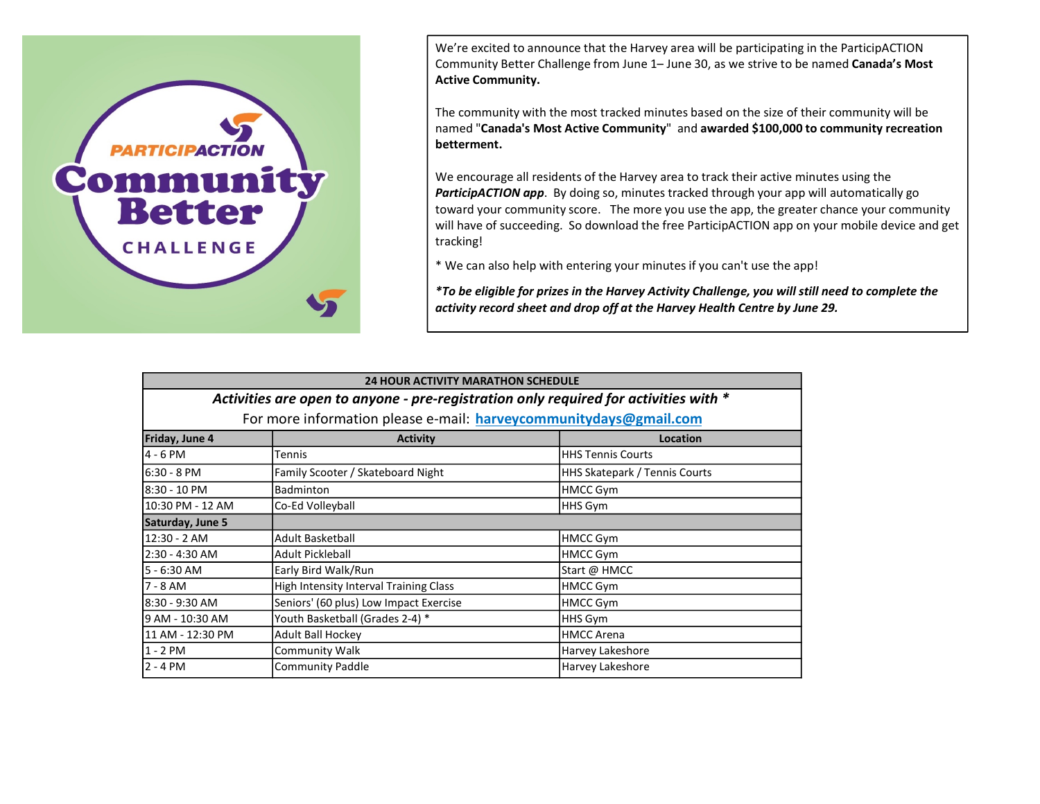PARTICIPACTION Community Better CHALLENGE

We're excited to announce that the Harvey area will be participating in the ParticipACTION Community Better Challenge from June 1– June 30, as we strive to be named **Canada's Most Active Community.**

The community with the most tracked minutes based on the size of their community will be named "**Canada's Most Active Community**" and **awarded $100,000 to community recreation betterment.**

We encourage all residents of the Harvey area to track their active minutes using the ***ParticipACTION app***. By doing so, minutes tracked through your app will automatically go toward your community score. The more you use the app, the greater chance your community will have of succeeding. So download the free ParticipACTION app on your mobile device and get tracking!

* We can also help with entering your minutes if you can't use the app!

***To be eligible for prizes in the Harvey Activity Challenge, you will still need to complete the activity record sheet and drop off at the Harvey Health Centre by June 29.***

| 24 HOUR ACTIVITY MARATHON SCHEDULE | | |
|---|---|---|
| ***Activities are open to anyone - pre-registration only required for activities with **** | | |
| For more information please e-mail: **harveycommunitydays@gmail.com** | | |
| **Friday, June 4** | **Activity** | **Location** |
| 4 - 6 PM | Tennis | HHS Tennis Courts |
| 6:30 - 8 PM | Family Scooter / Skateboard Night | HHS Skatepark / Tennis Courts |
| 8:30 - 10 PM | Badminton | HMCC Gym |
| 10:30 PM - 12 AM | Co-Ed Volleyball | HHS Gym |
| **Saturday, June 5** | | |
| 12:30 - 2 AM | Adult Basketball | HMCC Gym |
| 2:30 - 4:30 AM | Adult Pickleball | HMCC Gym |
| 5 - 6:30 AM | Early Bird Walk/Run | Start @ HMCC |
| 7 - 8 AM | High Intensity Interval Training Class | HMCC Gym |
| 8:30 - 9:30 AM | Seniors' (60 plus) Low Impact Exercise | HMCC Gym |
| 9 AM - 10:30 AM | Youth Basketball (Grades 2-4) * | HHS Gym |
| 11 AM - 12:30 PM | Adult Ball Hockey | HMCC Arena |
| 1 - 2 PM | Community Walk | Harvey Lakeshore |
| 2 - 4 PM | Community Paddle | Harvey Lakeshore |